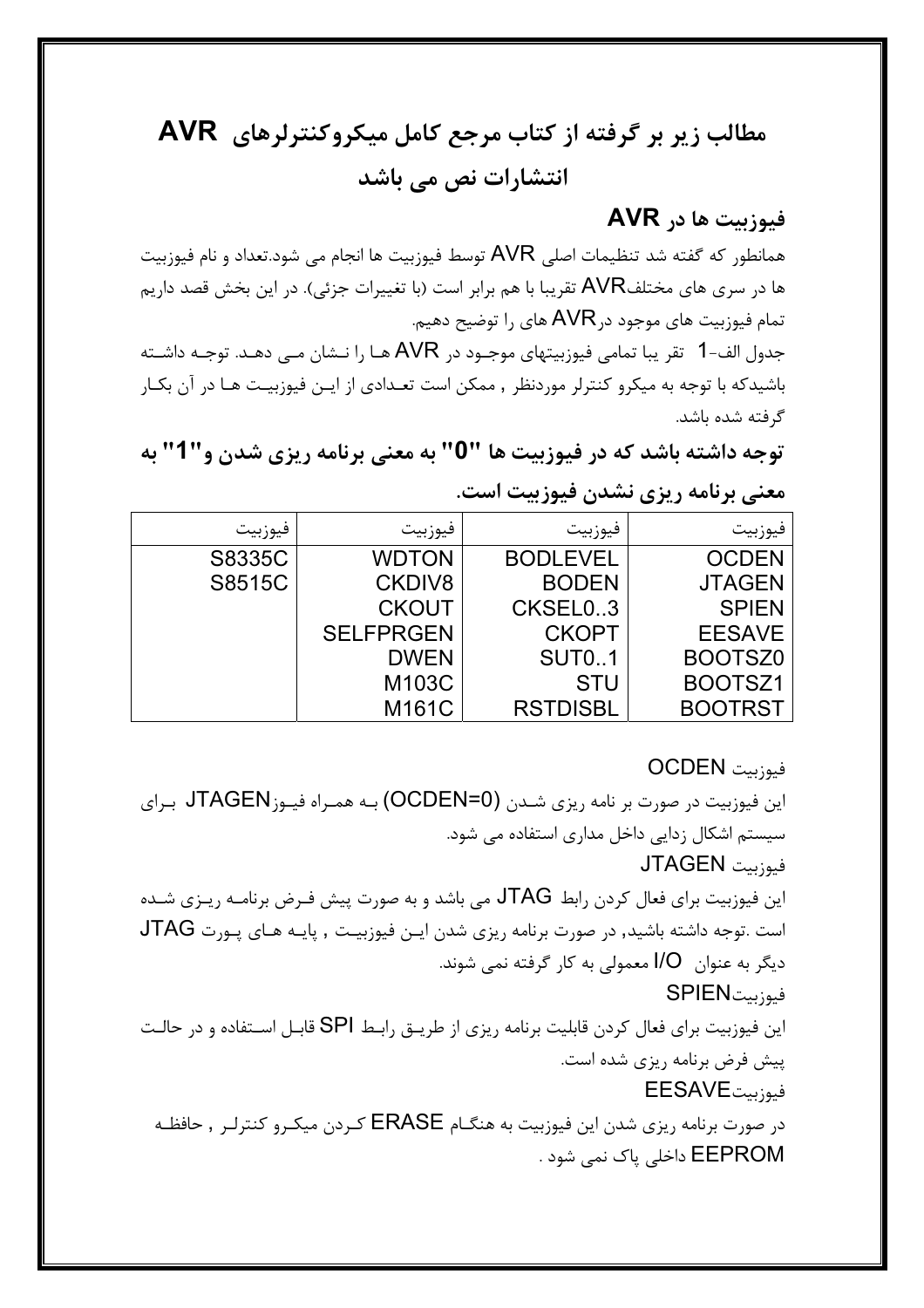# مطالب زیر بر گرفته از کتاب مرجع کامل میکروکنترلرهای AVR انتشارات نص می باشد

## فیوزبیت ها در AVR

همانطور که گفته شد تنظیمات اصلی AVR توسط فیوزبیت ها انجام می شود.تعداد و نام فیوزبیت ها در سری های مختلفAVR تقریبا با هم برابر است (با تغییرات جزئی). در این بخش قصد داریم تمام فیوزبیت های موجود درAVR های را توضیح دهیم.

جدول الف-1 تقر یبا تمامی فیوزبیتهای موجـود در AVR هـا را نـشان مـی دهـد. توجـه داشـته باشیدکه با توجه به میکرو کنترلر موردنظر , ممکن است تعـدادی از ایـن فیوزبیـت هـا در آن بکـار گرفته شده باشد.

**توجه داشته باشد که در فیوزبیت ها "0" به معنی برنامه ریزی شدن و"1" به معنی برنامه ریزی نشدن فیوزبیت است.**

| فیوزبیت | فیوزبیت | فیوزبیت | فیوزبیت |
|---|---|---|---|
| OCDEN | BODLEVEL | WDTON | S8335C |
| JTAGEN | BODEN | CKDIV8 | S8515C |
| SPIEN | CKSEL0..3 | CKOUT | |
| EESAVE | CKOPT | SELFPRGEN | |
| BOOTSZ0 | SUT0..1 | DWEN | |
| BOOTSZ1 | STU | M103C | |
| BOOTRST | RSTDISBL | M161C | |

فیوزبیت OCDEN

این فیوزبیت در صورت بر نامه ریزی شـدن (OCDEN=0) بـه همـراه فیـوزJTAGEN بـرای سیستم اشکال زدایی داخل مداری استفاده می شود.

فیوزبیت JTAGEN

این فیوزبیت برای فعال کردن رابط JTAG می باشد و به صورت پیش فـرض برنامـه ریـزی شـده است .توجه داشته باشید, در صورت برنامه ریزی شدن ایـن فیوزبیـت , پایـه هـای پـورت JTAG دیگر به عنوان I/O معمولی به کار گرفته نمی شوند.

فیوزبیتSPIEN

این فیوزبیت برای فعال کردن قابلیت برنامه ریزی از طریـق رابـط SPI قابـل اسـتفاده و در حالـت پیش فرض برنامه ریزی شده است.

فیوزبیتEESAVE

در صورت برنامه ریزی شدن این فیوزبیت به هنگـام ERASE کـردن میکـرو کنترلـر , حافظـه EEPROM داخلی پاک نمی شود .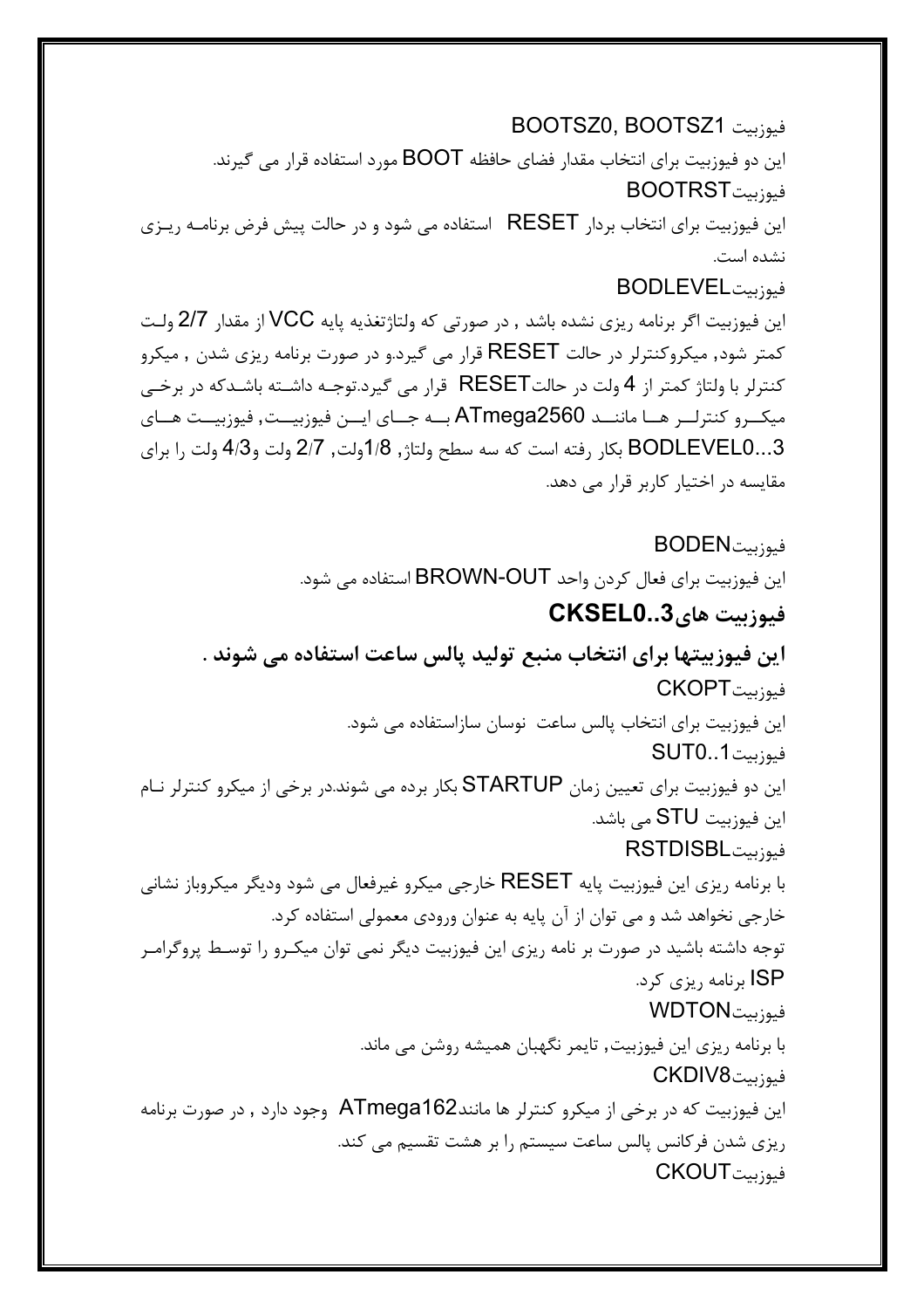فیوزبیت BOOTSZ0, BOOTSZ1

این دو فیوزبیت برای انتخاب مقدار فضای حافظه BOOT مورد استفاده قرار می گیرند.

فیوزبیتBOOTRST

این فیوزبیت برای انتخاب بردار RESET استفاده می شود و در حالت پیش فرض برنامه ریزی نشده است.

فیوزبیتBODLEVEL

این فیوزبیت اگر برنامه ریزی نشده باشد , در صورتی که ولتاژتغذیه پایه VCC از مقدار 2/7 ولت کمتر شود, میکروکنترلر در حالت RESET قرار می گیرد.و در صورت برنامه ریزی شدن , میکرو کنترلر با ولتاژ کمتر از 4 ولت در حالتRESET قرار می گیرد.توجه داشته باشدکه در برخی میکرو کنترلر ها مانند ATmega2560 به جای این فیوزبیت, فیوزبیت های BODLEVEL0...3 بکار رفته است که سه سطح ولتاژ, 1/8ولت, 2/7 ولت و4/3 ولت را برای مقایسه در اختیار کاربر قرار می دهد.

فیوزبیتBODEN

این فیوزبیت برای فعال کردن واحد BROWN-OUT استفاده می شود.

**فیوزبیت هایCKSEL0..3**

**این فیوزبیتها برای انتخاب منبع تولید پالس ساعت استفاده می شوند .**

فیوزبیتCKOPT

این فیوزبیت برای انتخاب پالس ساعت نوسان سازاستفاده می شود.

فیوزبیتSUT0..1

این دو فیوزبیت برای تعیین زمان STARTUP بکار برده می شوند.در برخی از میکرو کنترلر نام این فیوزبیت STU می باشد.

فیوزبیتRSTDISBL

با برنامه ریزی این فیوزبیت پایه RESET خارجی میکرو غیرفعال می شود ودیگر میکروباز نشانی خارجی نخواهد شد و می توان از آن پایه به عنوان ورودی معمولی استفاده کرد.

توجه داشته باشید در صورت بر نامه ریزی این فیوزبیت دیگر نمی توان میکرو را توسط پروگرامر ISP برنامه ریزی کرد.

فیوزبیتWDTON

با برنامه ریزی این فیوزبیت, تایمر نگهبان همیشه روشن می ماند.

فیوزبیتCKDIV8

این فیوزبیت که در برخی از میکرو کنترلر ها مانندATmega162 وجود دارد , در صورت برنامه ریزی شدن فرکانس پالس ساعت سیستم را بر هشت تقسیم می کند.

فیوزبیتCKOUT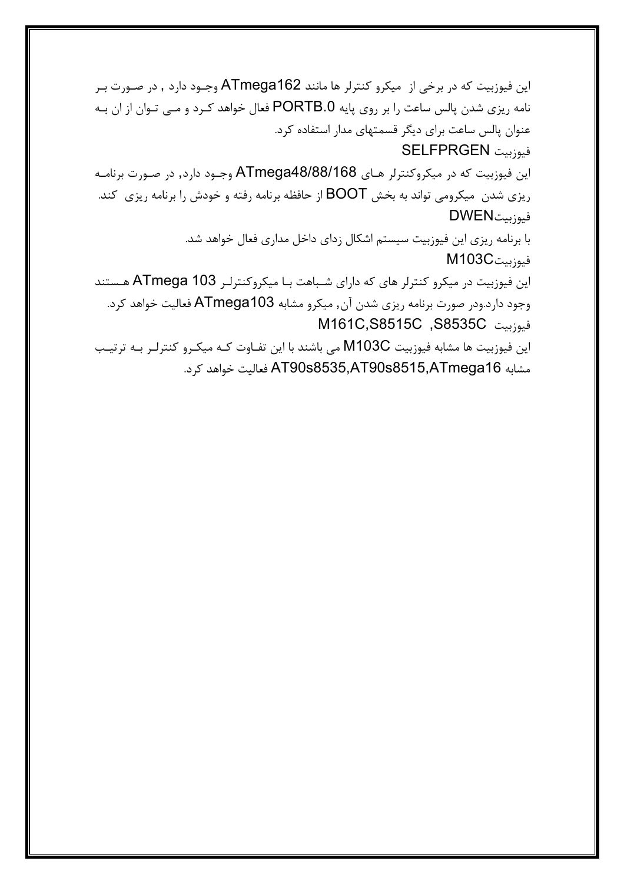این فیوزبیت که در برخی از میکرو کنترلر ها مانند ATmega162 وجود دارد , در صورت بر نامه ریزی شدن پالس ساعت را بر روی پایه PORTB.0 فعال خواهد کرد و می توان از ان به عنوان پالس ساعت برای دیگر قسمتهای مدار استفاده کرد.

فیوزبیت SELFPRGEN

این فیوزبیت که در میکروکنترلر های ATmega48/88/168 وجود دارد, در صورت برنامه ریزی شدن میکرومی تواند به بخش BOOT از حافظه برنامه رفته و خودش را برنامه ریزی کند.

فیوزبیتDWEN

با برنامه ریزی این فیوزبیت سیستم اشکال زدای داخل مداری فعال خواهد شد.

فیوزبیتM103C

این فیوزبیت در میکرو کنترلر های که دارای شباهت با میکروکنترلر ATmega 103 هستند وجود دارد.ودر صورت برنامه ریزی شدن آن, میکرو مشابه ATmega103 فعالیت خواهد کرد.

فیوزبیت M161C,S8515C ,S8535C

این فیوزبیت ها مشابه فیوزبیت M103C می باشند با این تفاوت که میکرو کنترلر به ترتیب مشابه AT90s8535,AT90s8515,ATmega16 فعالیت خواهد کرد.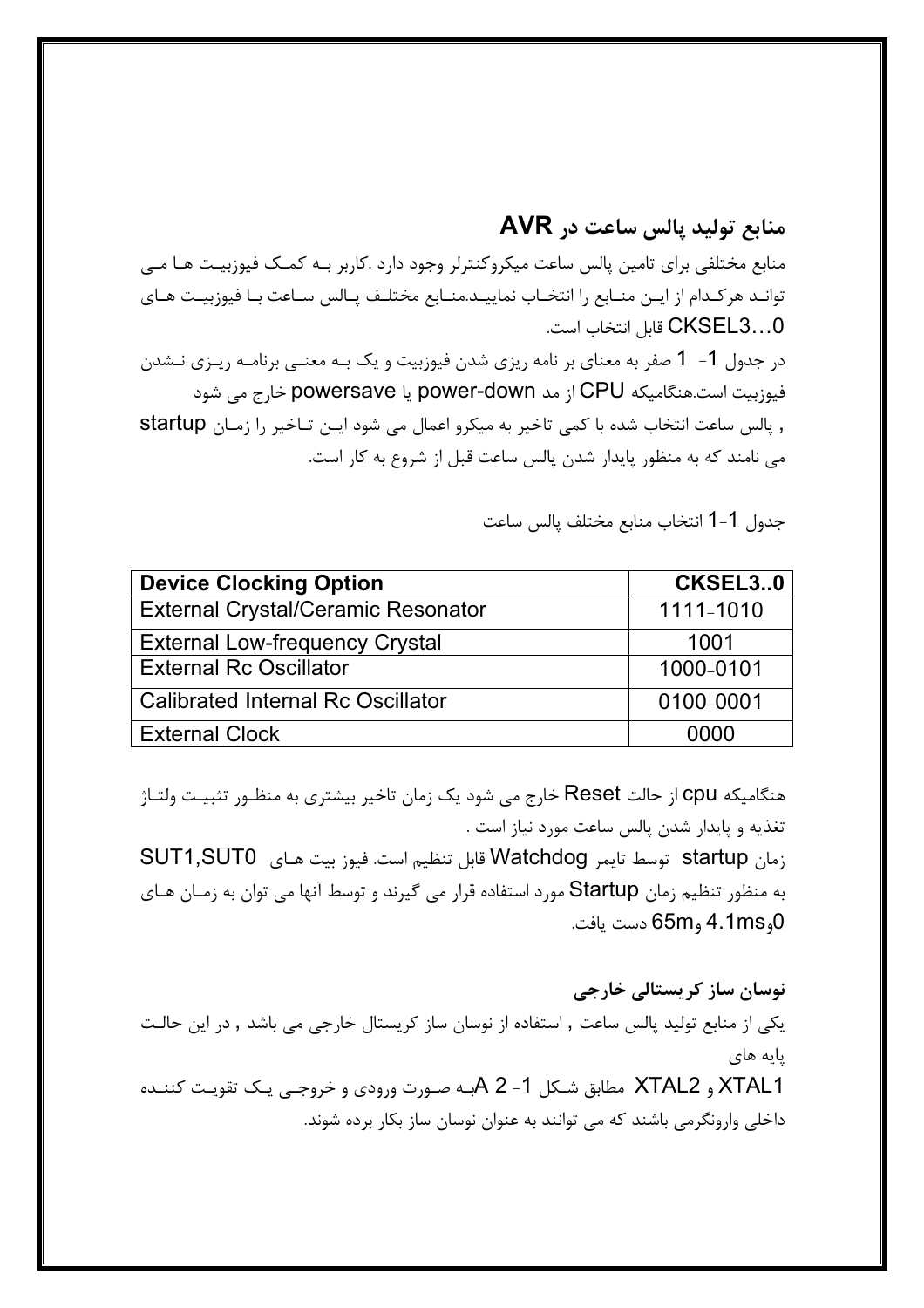## منابع تولید پالس ساعت در AVR

منابع مختلفی برای تامین پالس ساعت میکروکنترلر وجود دارد .کاربر بـه کمـک فیوزبیـت هـا مـی توانـد هرکـدام از ایـن منـابع را انتخـاب نماییـد.منـابع مختلـف پـالس سـاعت بـا فیوزبیـت هـای CKSEL3…0 قابل انتخاب است.

در جدول 1- 1 صفر به معنای بر نامه ریزی شدن فیوزبیت و یک بـه معنـی برنامـه ریـزی نـشدن فیوزبیت است.هنگامیکه CPU از مد power-down یا powersave خارج می شود , پالس ساعت انتخاب شده با کمی تاخیر به میکرو اعمال می شود ایـن تـاخیر را زمـان startup می نامند که به منظور پایدار شدن پالس ساعت قبل از شروع به کار است.

جدول 1-1 انتخاب منابع مختلف پالس ساعت

| Device Clocking Option | CKSEL3..0 |
| --- | --- |
| External Crystal/Ceramic Resonator | 1111-1010 |
| External Low-frequency Crystal | 1001 |
| External Rc Oscillator | 1000-0101 |
| Calibrated Internal Rc Oscillator | 0100-0001 |
| External Clock | 0000 |

هنگامیکه cpu از حالت Reset خارج می شود یک زمان تاخیر بیشتری به منظـور تثبیـت ولتـاژ تغذیه و پایدار شدن پالس ساعت مورد نیاز است .

زمان startup توسط تایمر Watchdog قابل تنظیم است. فیوز بیت هـای SUT1,SUT0 به منظور تنظیم زمان Startup مورد استفاده قرار می گیرند و توسط آنها می توان به زمـان هـای 0و4.1ms و65m دست یافت.

### نوسان ساز کریستالی خارجی

یکی از منابع تولید پالس ساعت , استفاده از نوسان ساز کریستال خارجی می باشد , در این حالـت پایه های

XTAL1 و XTAL2 مطابق شـکل 1- 2 Aبـه صـورت ورودی و خروجـی یـک تقویـت کننـده داخلی وارونگرمی باشند که می توانند به عنوان نوسان ساز بکار برده شوند.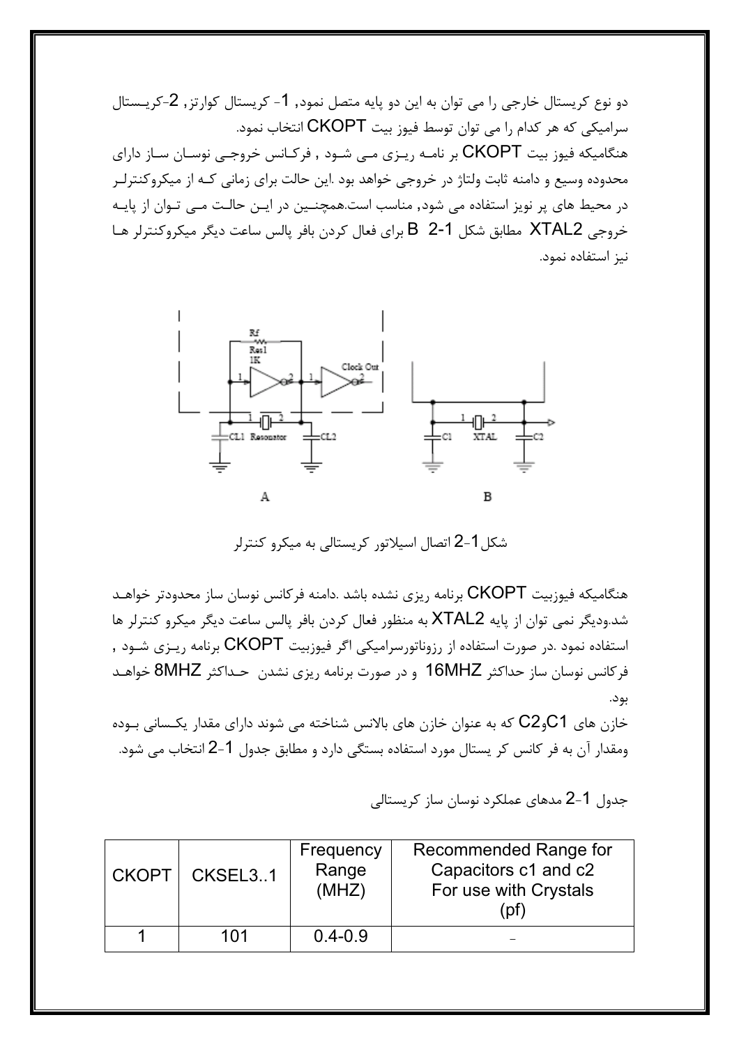دو نوع کریستال خارجی را می توان به این دو پایه متصل نمود, 1- کریستال کوارتز, 2-کریستال سرامیکی که هر کدام را می توان توسط فیوز بیت CKOPT انتخاب نمود.

هنگامیکه فیوز بیت CKOPT بر نامه ریزی می شود , فرکانس خروجی نوسان ساز دارای محدوده وسیع و دامنه ثابت ولتاژ در خروجی خواهد بود .این حالت برای زمانی که از میکروکنترلر در محیط های پر نویز استفاده می شود, مناسب است.همچنین در این حالت می توان از پایه خروجی XTAL2 مطابق شکل 1-2 B برای فعال کردن بافر پالس ساعت دیگر میکروکنترلر ها نیز استفاده نمود.

شکل1-2 اتصال اسیلاتور کریستالی به میکرو کنترلر

هنگامیکه فیوزبیت CKOPT برنامه ریزی نشده باشد .دامنه فرکانس نوسان ساز محدودتر خواهد شد.ودیگر نمی توان از پایه XTAL2 به منظور فعال کردن بافر پالس ساعت دیگر میکرو کنترلر ها استفاده نمود .در صورت استفاده از رزوناتورسرامیکی اگر فیوزبیت CKOPT برنامه ریزی شود , فرکانس نوسان ساز حداکثر 16MHZ و در صورت برنامه ریزی نشدن حداکثر 8MHZ خواهد بود.

خازن های C1وC2 که به عنوان خازن های بالانس شناخته می شوند دارای مقدار یکسانی بوده ومقدار آن به فر کانس کر یستال مورد استفاده بستگی دارد و مطابق جدول 1-2 انتخاب می شود.

جدول 1-2 مدهای عملکرد نوسان ساز کریستالی

| CKOPT | CKSEL3..1 | Frequency Range (MHZ) | Recommended Range for Capacitors c1 and c2 For use with Crystals (pf) |
|---|---|---|---|
| 1 | 101 | 0.4-0.9 | - |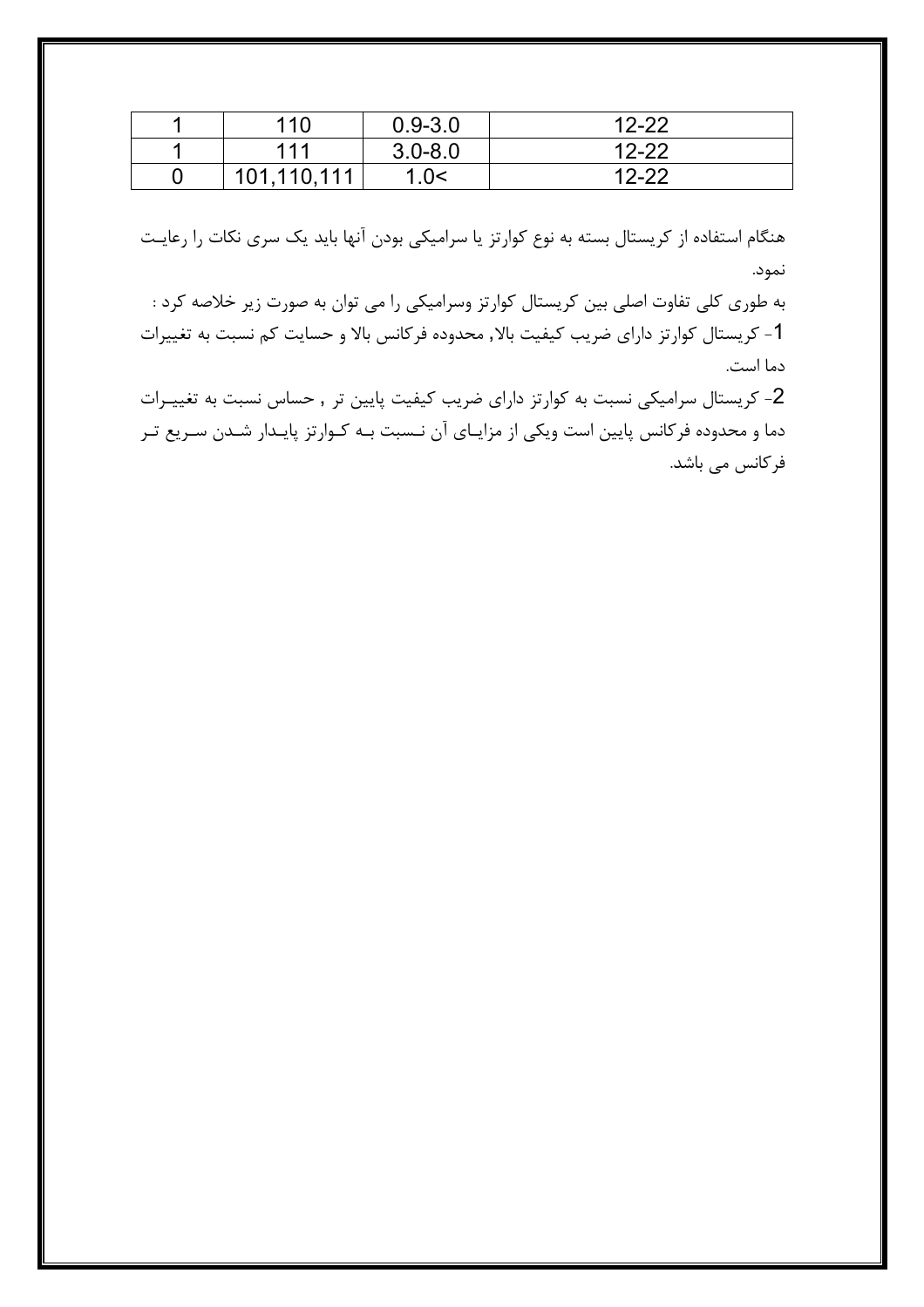| 1 | 110 | 0.9-3.0 | 12-22 |
|---|---|---|---|
| 1 | 111 | 3.0-8.0 | 12-22 |
| 0 | 101,110,111 | 1.0< | 12-22 |

هنگام استفاده از کریستال بسته به نوع کوارتز یا سرامیکی بودن آنها باید یک سری نکات را رعایت نمود.

به طوری کلی تفاوت اصلی بین کریستال کوارتز وسرامیکی را می توان به صورت زیر خلاصه کرد :

1- کریستال کوارتز دارای ضریب کیفیت بالا, محدوده فرکانس بالا و حسایت کم نسبت به تغییرات دما است.

2- کریستال سرامیکی نسبت به کوارتز دارای ضریب کیفیت پایین تر , حساس نسبت به تغییرات دما و محدوده فرکانس پایین است ویکی از مزایای آن نسبت به کوارتز پایدار شدن سریع تر فرکانس می باشد.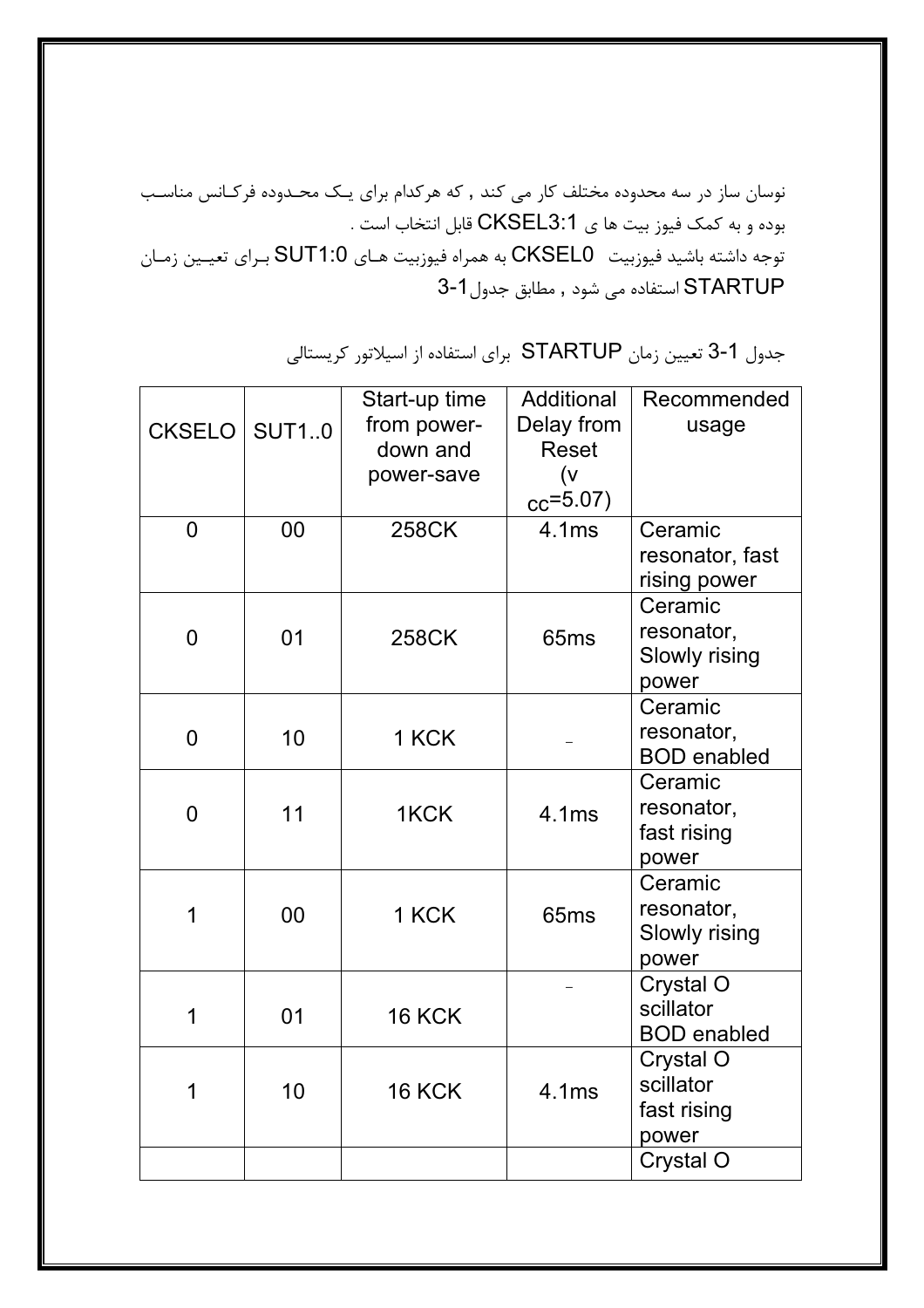نوسان ساز در سه محدوده مختلف کار می کند , که هرکدام برای یک محدوده فرکانس مناسب بوده و به کمک فیوز بیت ها ی CKSEL3:1 قابل انتخاب است .

توجه داشته باشید فیوزبیت CKSEL0 به همراه فیوزبیت های SUT1:0 برای تعیین زمان STARTUP استفاده می شود , مطابق جدول 1-3

جدول 1-3 تعیین زمان STARTUP برای استفاده از اسیلاتور کریستالی

| CKSELO | SUT1..0 | Start-up time from power-down and power-save | Additional Delay from Reset (v cc=5.07) | Recommended usage |
|---|---|---|---|---|
| 0 | 00 | 258CK | 4.1ms | Ceramic resonator, fast rising power |
| 0 | 01 | 258CK | 65ms | Ceramic resonator, Slowly rising power |
| 0 | 10 | 1 KCK | - | Ceramic resonator, BOD enabled |
| 0 | 11 | 1KCK | 4.1ms | Ceramic resonator, fast rising power |
| 1 | 00 | 1 KCK | 65ms | Ceramic resonator, Slowly rising power |
| 1 | 01 | 16 KCK | - | Crystal O scillator BOD enabled |
| 1 | 10 | 16 KCK | 4.1ms | Crystal O scillator fast rising power |
| | | | | Crystal O |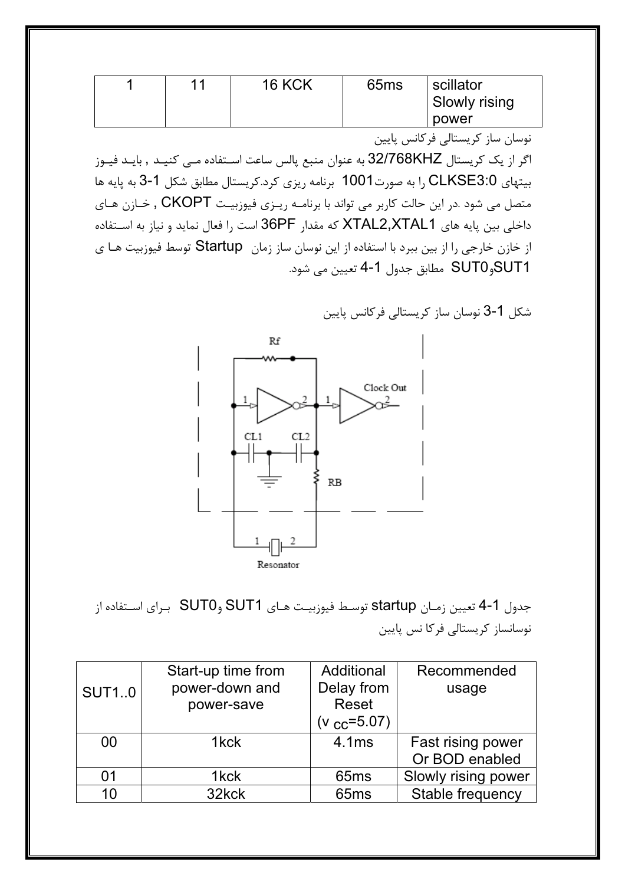| 1 | 11 | 16 KCK | 65ms | scillator Slowly rising power |
|---|---|---|---|---|

نوسان ساز کریستالی فرکانس پایین

اگر از یک کریستال 32/768KHZ به عنوان منبع پالس ساعت استفاده می کنید , باید فیوز بیتهای CLKSE3:0 را به صورت1001 برنامه ریزی کرد.کریستال مطابق شکل 1-3 به پایه ها متصل می شود .در این حالت کاربر می تواند با برنامه ریزی فیوزبیت CKOPT , خازن های داخلی بین پایه های XTAL2,XTAL1 که مقدار 36PF است را فعال نماید و نیاز به استفاده از خازن خارجی را از بین ببرد با استفاده از این نوسان ساز زمان Startup توسط فیوزبیت ها ی SUT1وSUT0 مطابق جدول 1-4 تعیین می شود.

شکل 1-3 نوسان ساز کریستالی فرکانس پایین

جدول 1-4 تعیین زمان startup توسط فیوزبیت های SUT1 وSUT0 برای استفاده از نوسانساز کریستالی فرکا نس پایین

| SUT1..0 | Start-up time from power-down and power-save | Additional Delay from Reset ($v_{CC}$=5.07) | Recommended usage |
|---|---|---|---|
| 00 | 1kck | 4.1ms | Fast rising power Or BOD enabled |
| 01 | 1kck | 65ms | Slowly rising power |
| 10 | 32kck | 65ms | Stable frequency |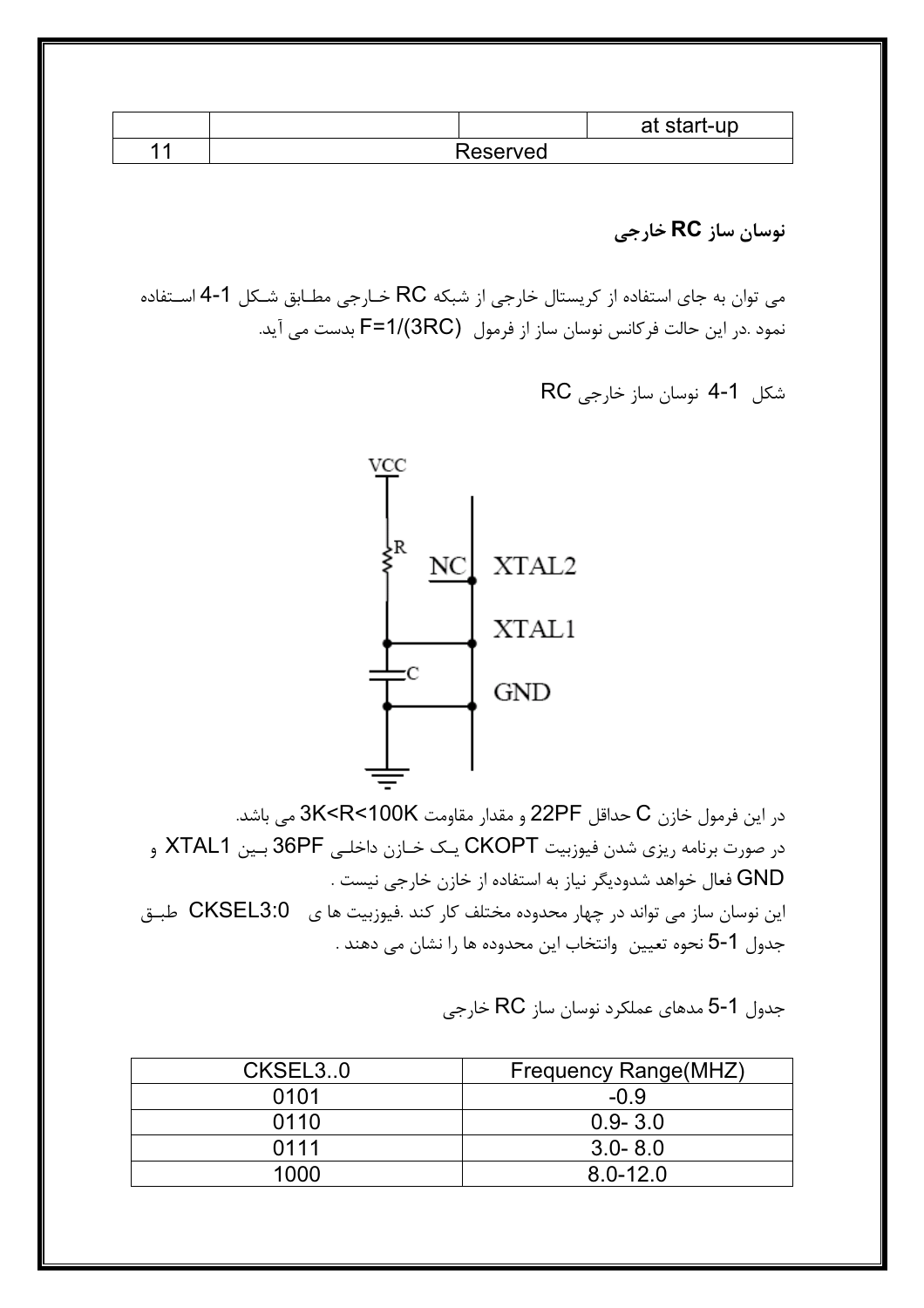|  |  |  | at start-up |
|---|---|---|---|
| 11 | Reserved | | |

### نوسان ساز RC خارجی

می توان به جای استفاده از کریستال خارجی از شبکه RC خـارجی مطـابق شـکل 1-4 اسـتفاده نمود .در این حالت فرکانس نوسان ساز از فرمول $F=1/(3RC)$ بدست می آید.

شکل 1-4 نوسان ساز خارجی RC

در این فرمول خازن C حداقل 22PF و مقدار مقاومت $3K<R<100K$ می باشد.
در صورت برنامه ریزی شدن فیوزبیت CKOPT یـک خـازن داخلـی 36PF بـین XTAL1 و GND فعال خواهد شدودیگر نیاز به استفاده از خازن خارجی نیست .
این نوسان ساز می تواند در چهار محدوده مختلف کار کند .فیوزبیت ها ی CKSEL3:0 طبـق جدول 1-5 نحوه تعیین وانتخاب این محدوده ها را نشان می دهند .

جدول 1-5 مدهای عملکرد نوسان ساز RC خارجی

| CKSEL3..0 | Frequency Range(MHZ) |
|---|---|
| 0101 | -0.9 |
| 0110 | 0.9- 3.0 |
| 0111 | 3.0- 8.0 |
| 1000 | 8.0-12.0 |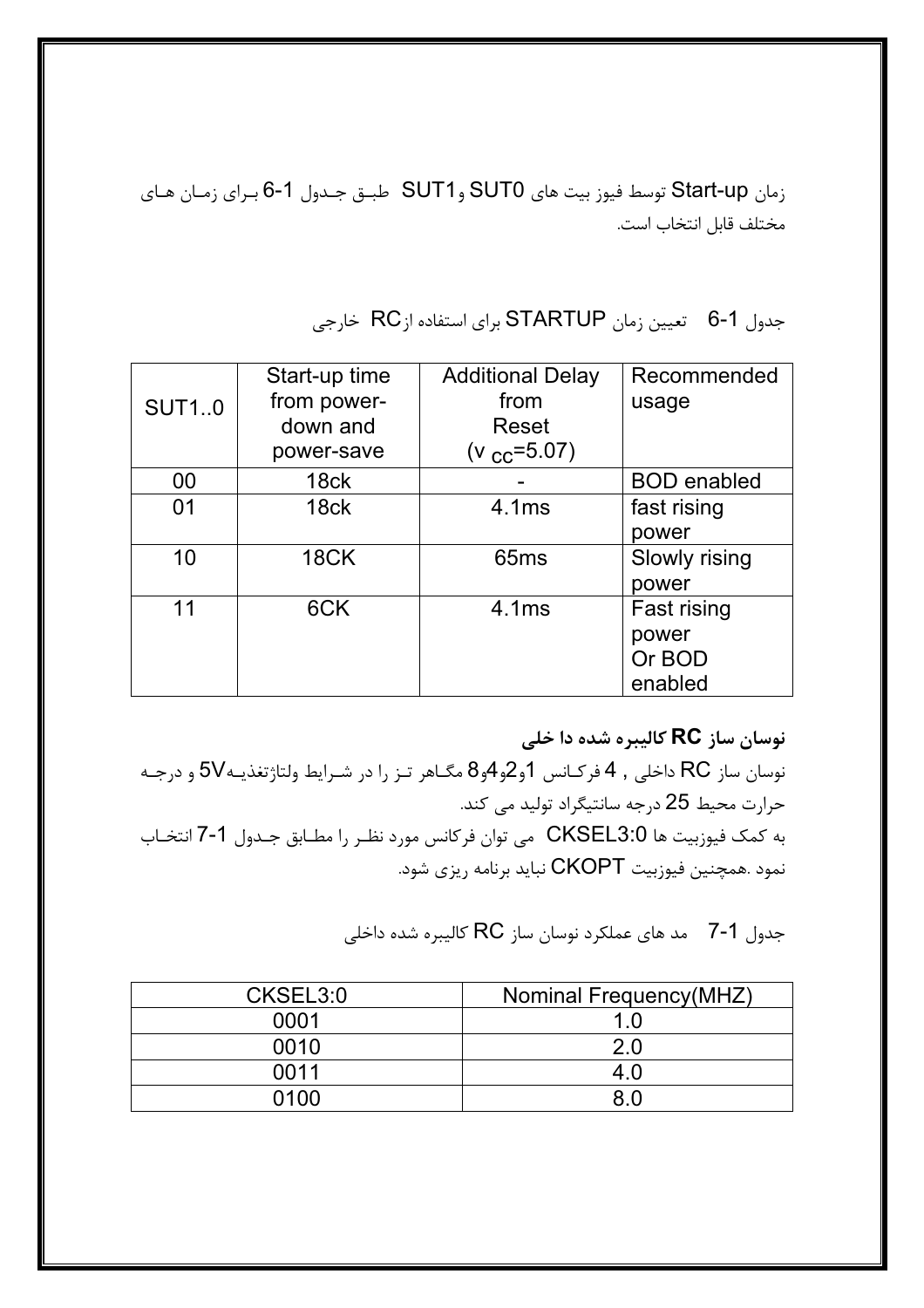زمان Start-up توسط فیوز بیت های SUT0 وSUT1 طبـق جـدول 1-6 بـرای زمـان هـای مختلف قابل انتخاب است.

جدول 1-6 تعیین زمان STARTUP برای استفاده ازRC خارجی

| SUT1..0 | Start-up time from power-down and power-save | Additional Delay from Reset ($v_{CC}$=5.07) | Recommended usage |
|---|---|---|---|
| 00 | 18ck | - | BOD enabled |
| 01 | 18ck | 4.1ms | fast rising power |
| 10 | 18CK | 65ms | Slowly rising power |
| 11 | 6CK | 4.1ms | Fast rising power Or BOD enabled |

**نوسان ساز RC کالیبره شده دا خلی**

نوسان ساز RC داخلی , 4 فرکـانس 1و2و4و8 مگـاهر تـز را در شـرایط ولتاژتغذیـه5V و درجـه حرارت محیط 25 درجه سانتیگراد تولید می کند.

به کمک فیوزبیت ها CKSEL3:0 می توان فرکانس مورد نظـر را مطـابق جـدول 1-7 انتخـاب نمود .همچنین فیوزبیت CKOPT نباید برنامه ریزی شود.

جدول 1-7 مد های عملکرد نوسان ساز RC کالیبره شده داخلی

| CKSEL3:0 | Nominal Frequency(MHZ) |
|---|---|
| 0001 | 1.0 |
| 0010 | 2.0 |
| 0011 | 4.0 |
| 0100 | 8.0 |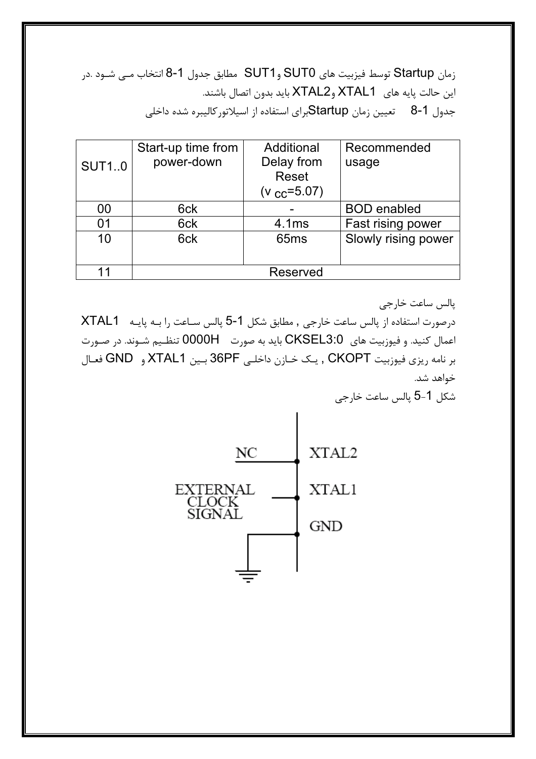زمان Startup توسط فیزبیت های SUT0 وSUT1 مطابق جدول 1-8 انتخاب مـی شـود .در این حالت پایه های XTAL1 وXTAL2 باید بدون اتصال باشند.

جدول 1-8 تعیین زمان Startupبرای استفاده از اسیلاتورکالیبره شده داخلی

| SUT1..0 | Start-up time from power-down | Additional Delay from Reset ($v_{CC}$=5.07) | Recommended usage |
|---|---|---|---|
| 00 | 6ck | - | BOD enabled |
| 01 | 6ck | 4.1ms | Fast rising power |
| 10 | 6ck | 65ms | Slowly rising power |
| 11 | Reserved | | |

پالس ساعت خارجی

درصورت استفاده از پالس ساعت خارجی , مطابق شکل 1-5 پالس سـاعت را بـه پایـه XTAL1 اعمال کنید. و فیوزبیت های CKSEL3:0 باید به صورت 0000H تنظـیم شـوند. در صـورت بر نامه ریزی فیوزبیت CKOPT , یـک خـازن داخلـی 36PF بـین XTAL1 و GND فعـال خواهد شد.

شکل 1-5 پالس ساعت خارجی

NC XTAL2

EXTERNAL CLOCK SIGNAL XTAL1

GND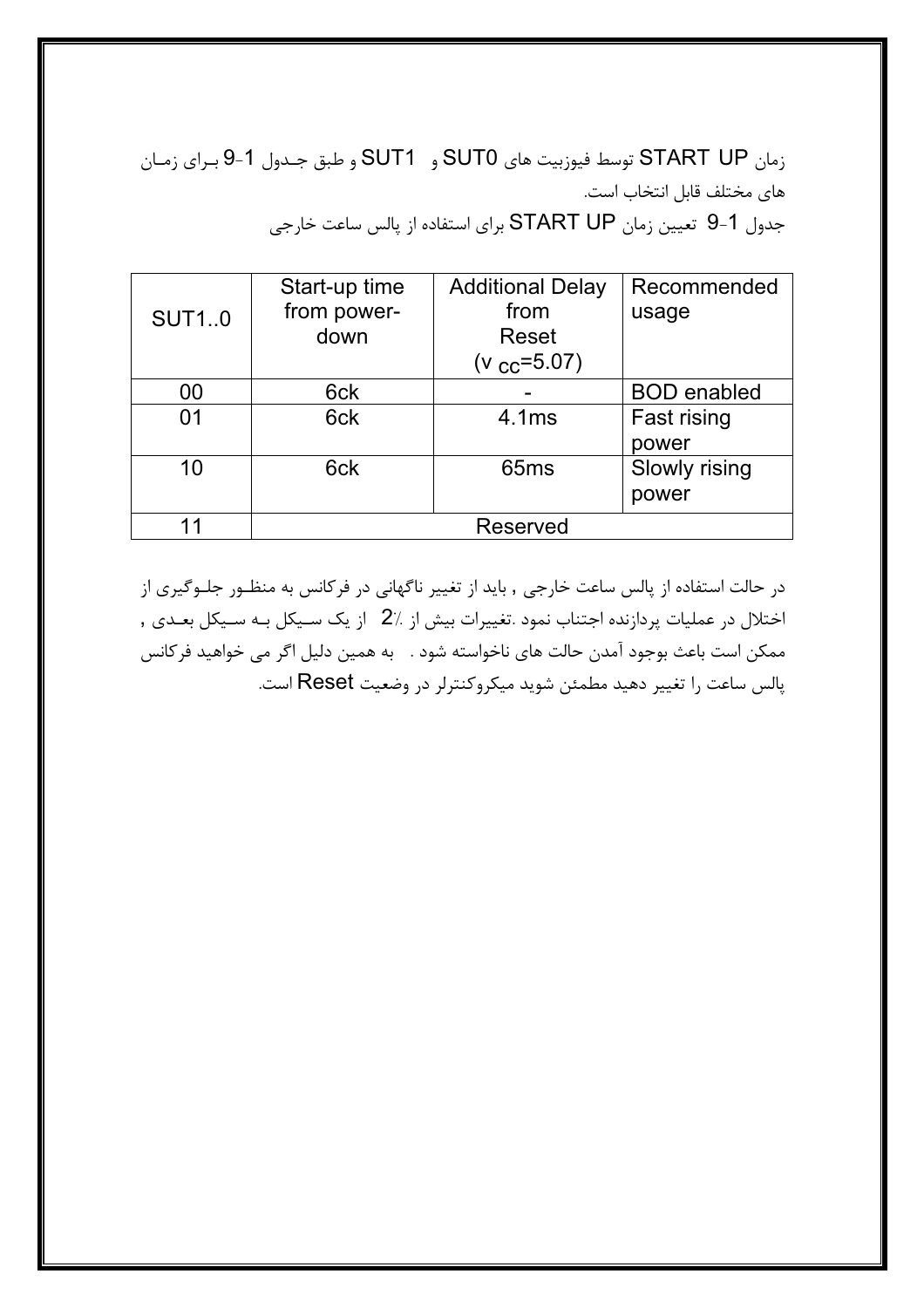زمان START UP توسط فیوزبیت های SUT0 و SUT1 و طبق جدول 1-9 برای زمان های مختلف قابل انتخاب است.

جدول 1-9 تعیین زمان START UP برای استفاده از پالس ساعت خارجی

| SUT1..0 | Start-up time from power-down | Additional Delay from Reset ($V_{CC}$=5.07) | Recommended usage |
|---|---|---|---|
| 00 | 6ck | - | BOD enabled |
| 01 | 6ck | 4.1ms | Fast rising power |
| 10 | 6ck | 65ms | Slowly rising power |
| 11 | Reserved | | |

در حالت استفاده از پالس ساعت خارجی , باید از تغییر ناگهانی در فرکانس به منظور جلوگیری از اختلال در عملیات پردازنده اجتناب نمود .تغییرات بیش از ٪2 از یک سیکل به سیکل بعدی , ممکن است باعث بوجود آمدن حالت های ناخواسته شود . به همین دلیل اگر می خواهید فرکانس پالس ساعت را تغییر دهید مطمئن شوید میکروکنترلر در وضعیت Reset است.